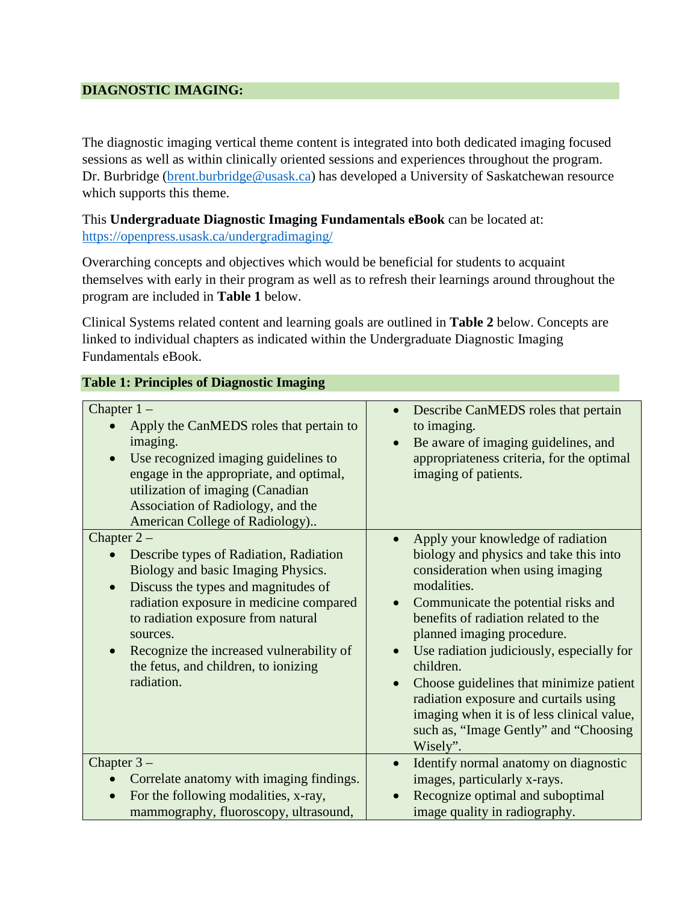## DIAGNOSTIC IMAGING:

The diagnostic imaging vertical theme content is integrated into both dedicated imaging focused sessions as well as within clinically oriented sessions and experiences throughout the program. Dr. Burbridge (brent.burbridge@usask.ca) has developed a University of Saskatchewan resource which supports this theme.

This **Undergraduate Diagnostic Imaging Fundamentals eBook** can be located at: https://openpress.usask.ca/undergradimaging/

Overarching concepts and objectives which would be beneficial for students to acquaint themselves with early in their program as well as to refresh their learnings around throughout the program are included in **Table 1** below.

Clinical Systems related content and learning goals are outlined in **Table 2** below. Concepts are linked to individual chapters as indicated within the Undergraduate Diagnostic Imaging Fundamentals eBook.

### Table 1: Principles of Diagnostic Imaging

| | |
|---|---|
| Chapter 1 –<br>• Apply the CanMEDS roles that pertain to imaging.<br>• Use recognized imaging guidelines to engage in the appropriate, and optimal, utilization of imaging (Canadian Association of Radiology, and the American College of Radiology).. | • Describe CanMEDS roles that pertain to imaging.<br>• Be aware of imaging guidelines, and appropriateness criteria, for the optimal imaging of patients. |
| Chapter 2 –<br>• Describe types of Radiation, Radiation Biology and basic Imaging Physics.<br>• Discuss the types and magnitudes of radiation exposure in medicine compared to radiation exposure from natural sources.<br>• Recognize the increased vulnerability of the fetus, and children, to ionizing radiation. | • Apply your knowledge of radiation biology and physics and take this into consideration when using imaging modalities.<br>• Communicate the potential risks and benefits of radiation related to the planned imaging procedure.<br>• Use radiation judiciously, especially for children.<br>• Choose guidelines that minimize patient radiation exposure and curtails using imaging when it is of less clinical value, such as, "Image Gently" and "Choosing Wisely". |
| Chapter 3 –<br>• Correlate anatomy with imaging findings.<br>• For the following modalities, x-ray, mammography, fluoroscopy, ultrasound, | • Identify normal anatomy on diagnostic images, particularly x-rays.<br>• Recognize optimal and suboptimal image quality in radiography. |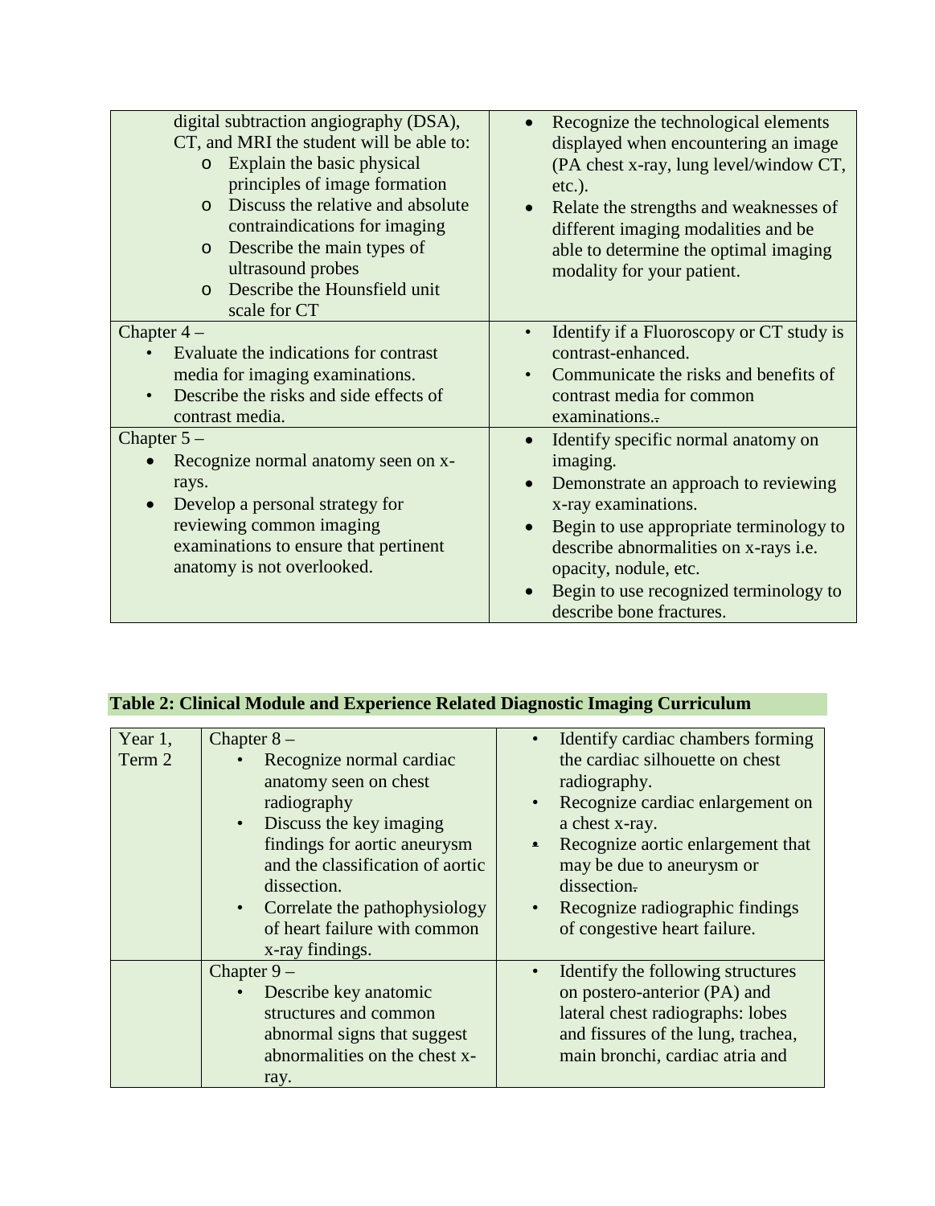| | |
|---|---|
| digital subtraction angiography (DSA), CT, and MRI the student will be able to:<br>o Explain the basic physical principles of image formation<br>o Discuss the relative and absolute contraindications for imaging<br>o Describe the main types of ultrasound probes<br>o Describe the Hounsfield unit scale for CT | • Recognize the technological elements displayed when encountering an image (PA chest x-ray, lung level/window CT, etc.).<br>• Relate the strengths and weaknesses of different imaging modalities and be able to determine the optimal imaging modality for your patient. |
| Chapter 4 –<br>• Evaluate the indications for contrast media for imaging examinations.<br>• Describe the risks and side effects of contrast media. | • Identify if a Fluoroscopy or CT study is contrast-enhanced.<br>• Communicate the risks and benefits of contrast media for common examinations. |
| Chapter 5 –<br>• Recognize normal anatomy seen on x-rays.<br>• Develop a personal strategy for reviewing common imaging examinations to ensure that pertinent anatomy is not overlooked. | • Identify specific normal anatomy on imaging.<br>• Demonstrate an approach to reviewing x-ray examinations.<br>• Begin to use appropriate terminology to describe abnormalities on x-rays i.e. opacity, nodule, etc.<br>• Begin to use recognized terminology to describe bone fractures. |

**Table 2: Clinical Module and Experience Related Diagnostic Imaging Curriculum**

| | | |
|---|---|---|
| Year 1, Term 2 | Chapter 8 –<br>• Recognize normal cardiac anatomy seen on chest radiography<br>• Discuss the key imaging findings for aortic aneurysm and the classification of aortic dissection.<br>• Correlate the pathophysiology of heart failure with common x-ray findings. | • Identify cardiac chambers forming the cardiac silhouette on chest radiography.<br>• Recognize cardiac enlargement on a chest x-ray.<br>• Recognize aortic enlargement that may be due to aneurysm or dissection.<br>• Recognize radiographic findings of congestive heart failure. |
| | Chapter 9 –<br>• Describe key anatomic structures and common abnormal signs that suggest abnormalities on the chest x-ray. | • Identify the following structures on postero-anterior (PA) and lateral chest radiographs: lobes and fissures of the lung, trachea, main bronchi, cardiac atria and |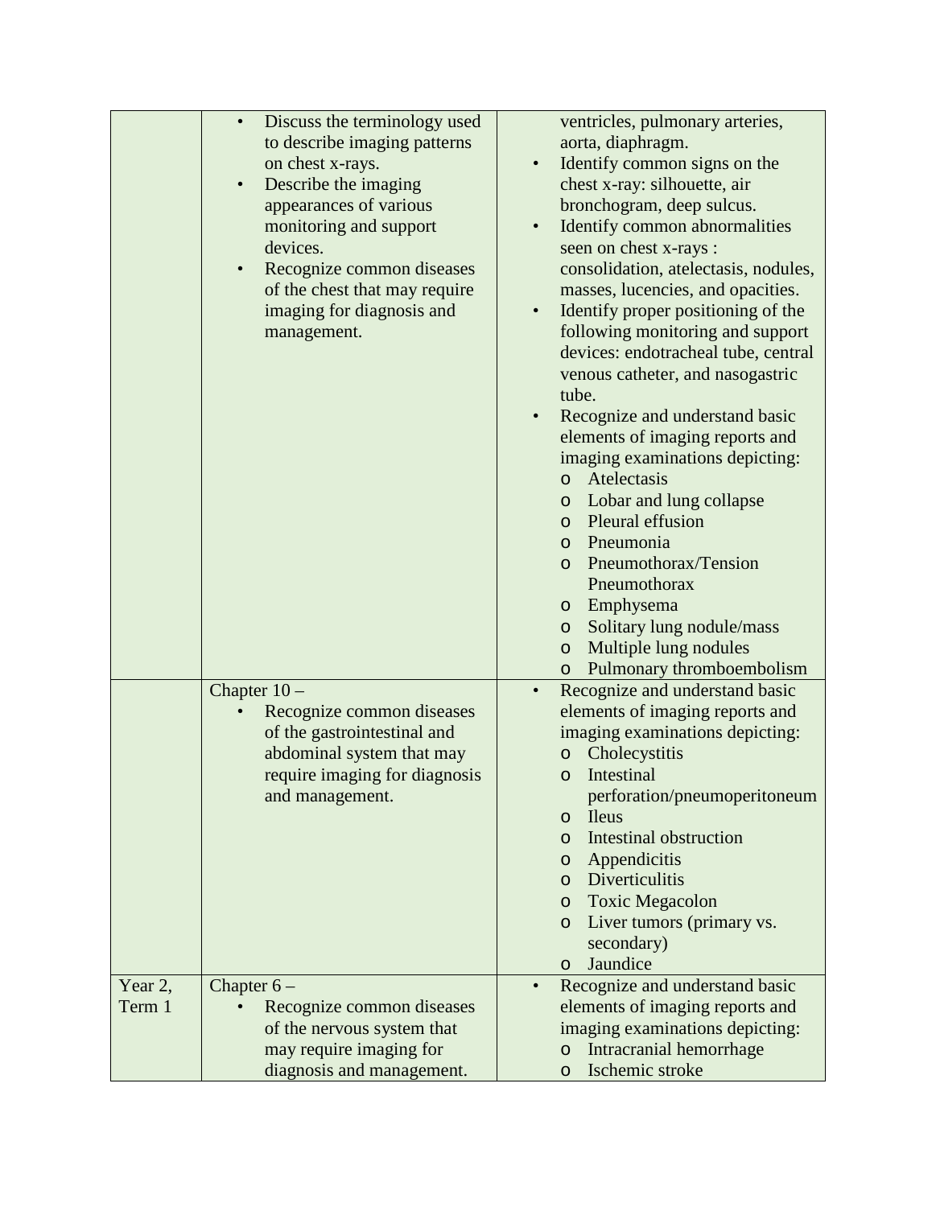| | | |
|---|---|---|
| | • Discuss the terminology used to describe imaging patterns on chest x-rays.<br>• Describe the imaging appearances of various monitoring and support devices.<br>• Recognize common diseases of the chest that may require imaging for diagnosis and management. | ventricles, pulmonary arteries, aorta, diaphragm.<br>• Identify common signs on the chest x-ray: silhouette, air bronchogram, deep sulcus.<br>• Identify common abnormalities seen on chest x-rays : consolidation, atelectasis, nodules, masses, lucencies, and opacities.<br>• Identify proper positioning of the following monitoring and support devices: endotracheal tube, central venous catheter, and nasogastric tube.<br>• Recognize and understand basic elements of imaging reports and imaging examinations depicting:<br>o Atelectasis<br>o Lobar and lung collapse<br>o Pleural effusion<br>o Pneumonia<br>o Pneumothorax/Tension Pneumothorax<br>o Emphysema<br>o Solitary lung nodule/mass<br>o Multiple lung nodules<br>o Pulmonary thromboembolism |
| | Chapter 10 –<br>• Recognize common diseases of the gastrointestinal and abdominal system that may require imaging for diagnosis and management. | • Recognize and understand basic elements of imaging reports and imaging examinations depicting:<br>o Cholecystitis<br>o Intestinal perforation/pneumoperitoneum<br>o Ileus<br>o Intestinal obstruction<br>o Appendicitis<br>o Diverticulitis<br>o Toxic Megacolon<br>o Liver tumors (primary vs. secondary)<br>o Jaundice |
| Year 2, Term 1 | Chapter 6 –<br>• Recognize common diseases of the nervous system that may require imaging for diagnosis and management. | • Recognize and understand basic elements of imaging reports and imaging examinations depicting:<br>o Intracranial hemorrhage<br>o Ischemic stroke |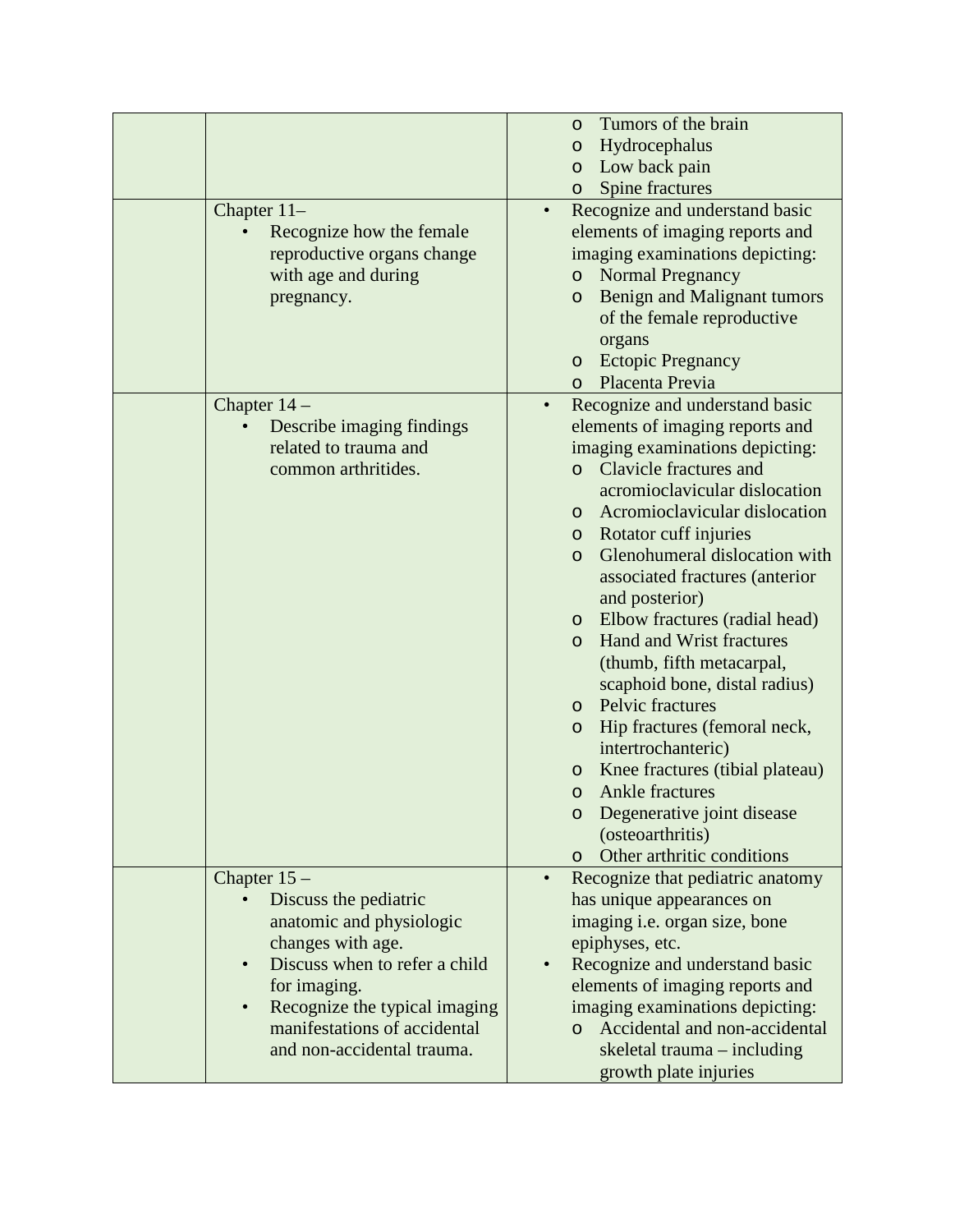| | | |
|---|---|---|
| | | o Tumors of the brain<br>o Hydrocephalus<br>o Low back pain<br>o Spine fractures |
| | Chapter 11–<br>• Recognize how the female reproductive organs change with age and during pregnancy. | • Recognize and understand basic elements of imaging reports and imaging examinations depicting:<br>o Normal Pregnancy<br>o Benign and Malignant tumors of the female reproductive organs<br>o Ectopic Pregnancy<br>o Placenta Previa |
| | Chapter 14 –<br>• Describe imaging findings related to trauma and common arthritides. | • Recognize and understand basic elements of imaging reports and imaging examinations depicting:<br>o Clavicle fractures and acromioclavicular dislocation<br>o Acromioclavicular dislocation<br>o Rotator cuff injuries<br>o Glenohumeral dislocation with associated fractures (anterior and posterior)<br>o Elbow fractures (radial head)<br>o Hand and Wrist fractures (thumb, fifth metacarpal, scaphoid bone, distal radius)<br>o Pelvic fractures<br>o Hip fractures (femoral neck, intertrochanteric)<br>o Knee fractures (tibial plateau)<br>o Ankle fractures<br>o Degenerative joint disease (osteoarthritis)<br>o Other arthritic conditions |
| | Chapter 15 –<br>• Discuss the pediatric anatomic and physiologic changes with age.<br>• Discuss when to refer a child for imaging.<br>• Recognize the typical imaging manifestations of accidental and non-accidental trauma. | • Recognize that pediatric anatomy has unique appearances on imaging i.e. organ size, bone epiphyses, etc.<br>• Recognize and understand basic elements of imaging reports and imaging examinations depicting:<br>o Accidental and non-accidental skeletal trauma – including growth plate injuries |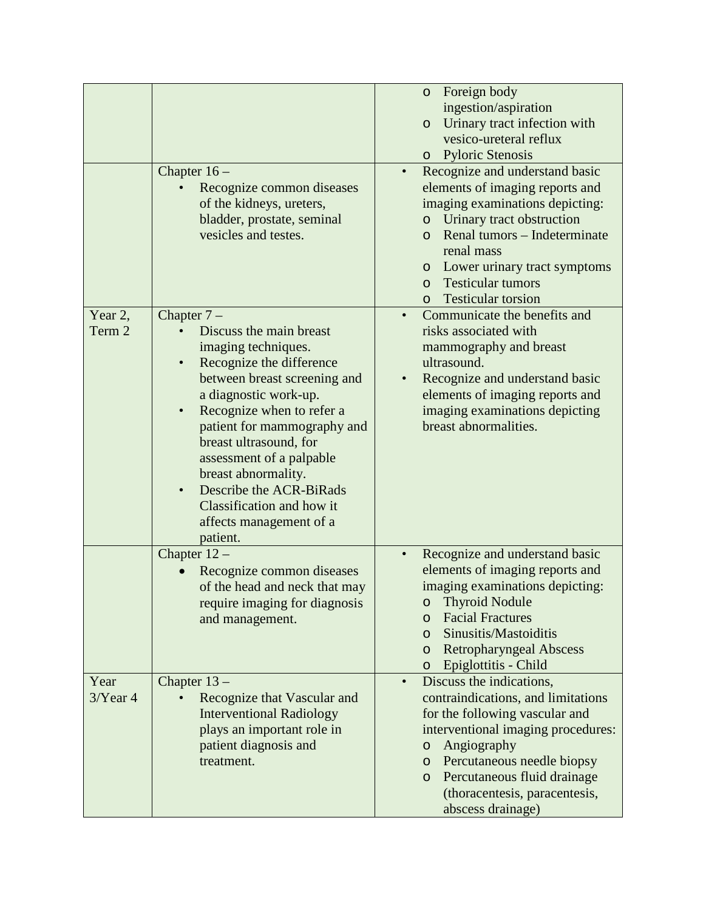| | | |
|---|---|---|
| | | o Foreign body ingestion/aspiration<br>o Urinary tract infection with vesico-ureteral reflux<br>o Pyloric Stenosis |
| | Chapter 16 –<br>• Recognize common diseases of the kidneys, ureters, bladder, prostate, seminal vesicles and testes. | • Recognize and understand basic elements of imaging reports and imaging examinations depicting:<br>o Urinary tract obstruction<br>o Renal tumors – Indeterminate renal mass<br>o Lower urinary tract symptoms<br>o Testicular tumors<br>o Testicular torsion |
| Year 2, Term 2 | Chapter 7 –<br>• Discuss the main breast imaging techniques.<br>• Recognize the difference between breast screening and a diagnostic work-up.<br>• Recognize when to refer a patient for mammography and breast ultrasound, for assessment of a palpable breast abnormality.<br>• Describe the ACR-BiRads Classification and how it affects management of a patient. | • Communicate the benefits and risks associated with mammography and breast ultrasound.<br>• Recognize and understand basic elements of imaging reports and imaging examinations depicting breast abnormalities. |
| | Chapter 12 –<br>• Recognize common diseases of the head and neck that may require imaging for diagnosis and management. | • Recognize and understand basic elements of imaging reports and imaging examinations depicting:<br>o Thyroid Nodule<br>o Facial Fractures<br>o Sinusitis/Mastoiditis<br>o Retropharyngeal Abscess<br>o Epiglottitis - Child |
| Year 3/Year 4 | Chapter 13 –<br>• Recognize that Vascular and Interventional Radiology plays an important role in patient diagnosis and treatment. | • Discuss the indications, contraindications, and limitations for the following vascular and interventional imaging procedures:<br>o Angiography<br>o Percutaneous needle biopsy<br>o Percutaneous fluid drainage (thoracentesis, paracentesis, abscess drainage) |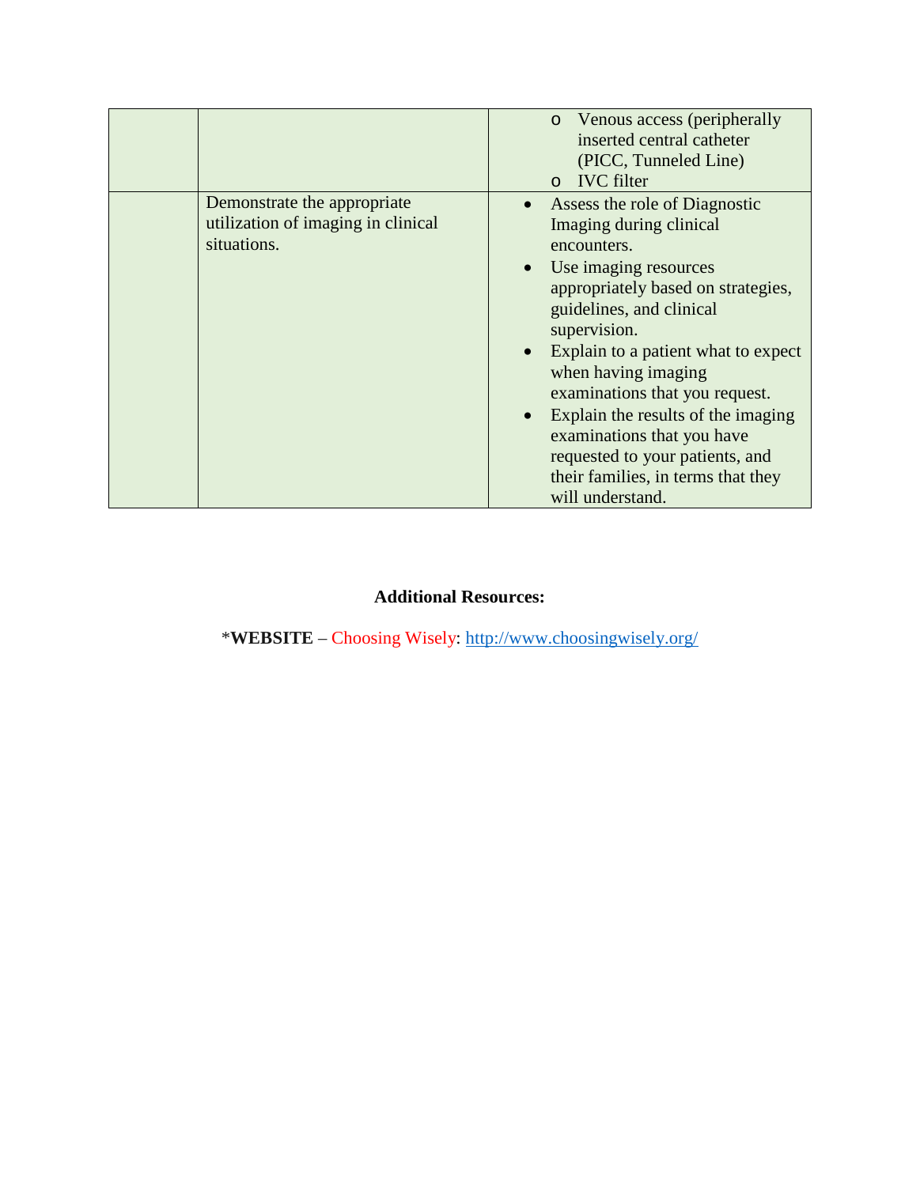| | | |
|---|---|---|
| | | <ul><li>Venous access (peripherally inserted central catheter (PICC, Tunneled Line)</li><li>IVC filter</li></ul> |
| | Demonstrate the appropriate utilization of imaging in clinical situations. | <ul><li>Assess the role of Diagnostic Imaging during clinical encounters.</li><li>Use imaging resources appropriately based on strategies, guidelines, and clinical supervision.</li><li>Explain to a patient what to expect when having imaging examinations that you request.</li><li>Explain the results of the imaging examinations that you have requested to your patients, and their families, in terms that they will understand.</li></ul> |

**Additional Resources:**

*__WEBSITE__ – Choosing Wisely: http://www.choosingwisely.org/